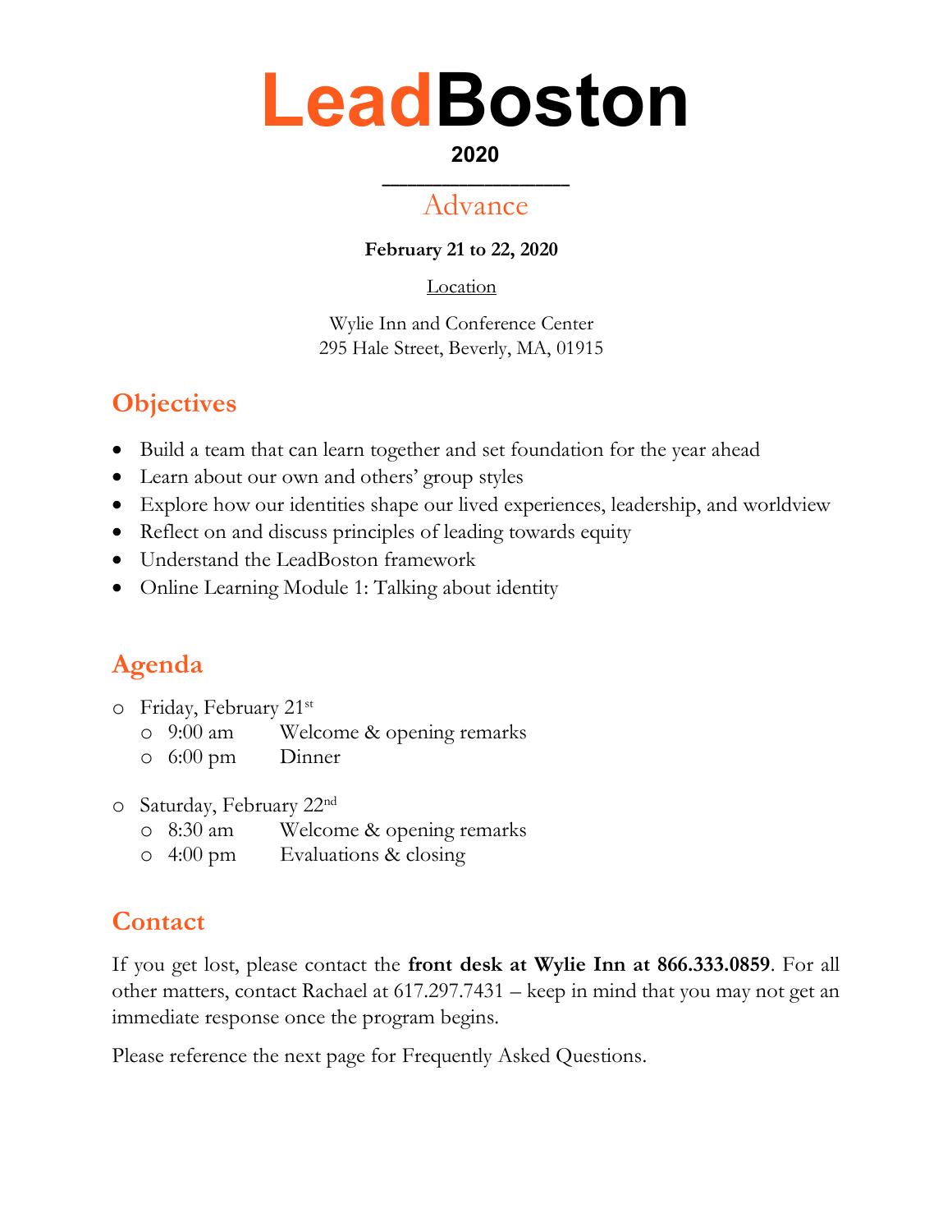# LeadBoston

**2020**

\_\_\_\_\_\_\_\_\_\_\_\_\_\_\_\_

## Advance

**February 21 to 22, 2020**

Location

Wylie Inn and Conference Center
295 Hale Street, Beverly, MA, 01915

## Objectives

- Build a team that can learn together and set foundation for the year ahead
- Learn about our own and others' group styles
- Explore how our identities shape our lived experiences, leadership, and worldview
- Reflect on and discuss principles of leading towards equity
- Understand the LeadBoston framework
- Online Learning Module 1: Talking about identity

## Agenda

- Friday, February 21st
  - 9:00 am Welcome & opening remarks
  - 6:00 pm Dinner
- Saturday, February 22nd
  - 8:30 am Welcome & opening remarks
  - 4:00 pm Evaluations & closing

## Contact

If you get lost, please contact the **front desk at Wylie Inn at 866.333.0859**. For all other matters, contact Rachael at 617.297.7431 – keep in mind that you may not get an immediate response once the program begins.

Please reference the next page for Frequently Asked Questions.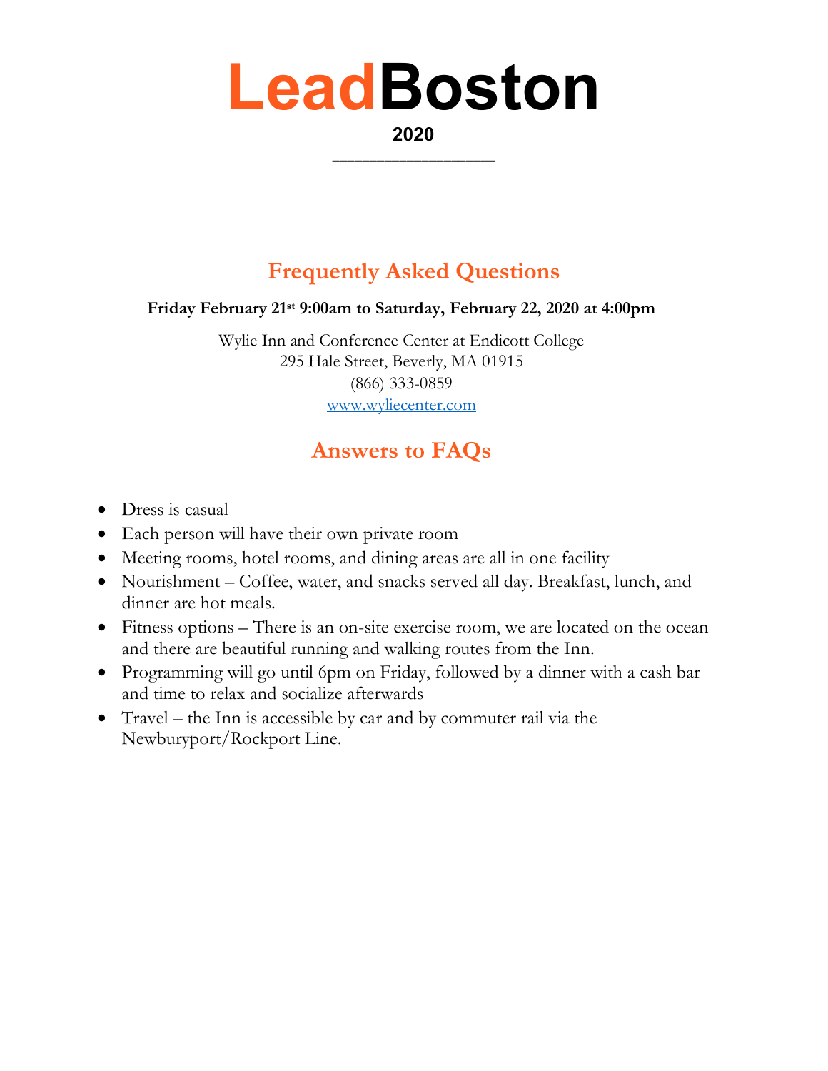# LeadBoston

**2020**

---

## Frequently Asked Questions

**Friday February 21st 9:00am to Saturday, February 22, 2020 at 4:00pm**

Wylie Inn and Conference Center at Endicott College
295 Hale Street, Beverly, MA 01915
(866) 333-0859
www.wyliecenter.com

## Answers to FAQs

- Dress is casual
- Each person will have their own private room
- Meeting rooms, hotel rooms, and dining areas are all in one facility
- Nourishment – Coffee, water, and snacks served all day. Breakfast, lunch, and dinner are hot meals.
- Fitness options – There is an on-site exercise room, we are located on the ocean and there are beautiful running and walking routes from the Inn.
- Programming will go until 6pm on Friday, followed by a dinner with a cash bar and time to relax and socialize afterwards
- Travel – the Inn is accessible by car and by commuter rail via the Newburyport/Rockport Line.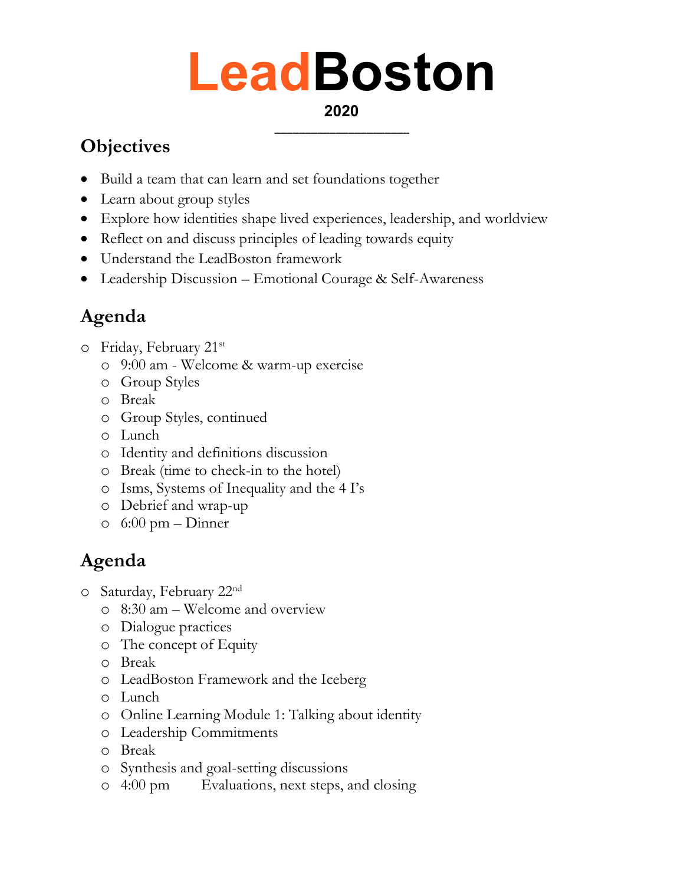# LeadBoston

**2020**

---

## Objectives

- Build a team that can learn and set foundations together
- Learn about group styles
- Explore how identities shape lived experiences, leadership, and worldview
- Reflect on and discuss principles of leading towards equity
- Understand the LeadBoston framework
- Leadership Discussion – Emotional Courage & Self-Awareness

## Agenda

- Friday, February 21st
  - 9:00 am - Welcome & warm-up exercise
  - Group Styles
  - Break
  - Group Styles, continued
  - Lunch
  - Identity and definitions discussion
  - Break (time to check-in to the hotel)
  - Isms, Systems of Inequality and the 4 I's
  - Debrief and wrap-up
  - 6:00 pm – Dinner

## Agenda

- Saturday, February 22nd
  - 8:30 am – Welcome and overview
  - Dialogue practices
  - The concept of Equity
  - Break
  - LeadBoston Framework and the Iceberg
  - Lunch
  - Online Learning Module 1: Talking about identity
  - Leadership Commitments
  - Break
  - Synthesis and goal-setting discussions
  - 4:00 pm  Evaluations, next steps, and closing